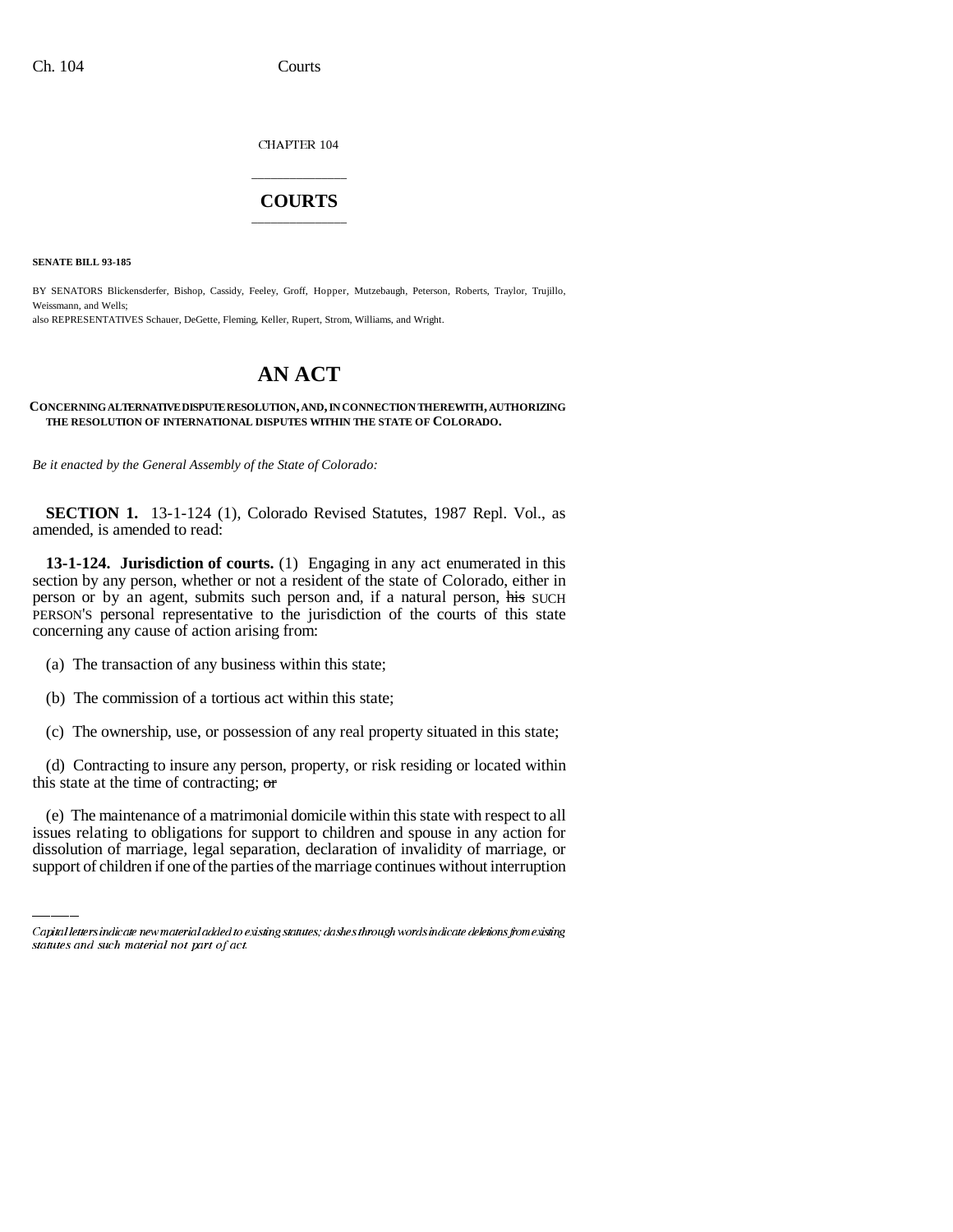CHAPTER 104

# COURTS

**SENATE BILL 93-185**

BY SENATORS Blickensderfer, Bishop, Cassidy, Feeley, Groff, Hopper, Mutzebaugh, Peterson, Roberts, Traylor, Trujillo, Weissmann, and Wells;

also REPRESENTATIVES Schauer, DeGette, Fleming, Keller, Rupert, Strom, Williams, and Wright.

# AN ACT

**CONCERNING ALTERNATIVE DISPUTE RESOLUTION, AND, IN CONNECTION THEREWITH, AUTHORIZING THE RESOLUTION OF INTERNATIONAL DISPUTES WITHIN THE STATE OF COLORADO.**

*Be it enacted by the General Assembly of the State of Colorado:*

**SECTION 1.** 13-1-124 (1), Colorado Revised Statutes, 1987 Repl. Vol., as amended, is amended to read:

**13-1-124. Jurisdiction of courts.** (1) Engaging in any act enumerated in this section by any person, whether or not a resident of the state of Colorado, either in person or by an agent, submits such person and, if a natural person, ~~his~~ SUCH PERSON'S personal representative to the jurisdiction of the courts of this state concerning any cause of action arising from:

(a) The transaction of any business within this state;

(b) The commission of a tortious act within this state;

(c) The ownership, use, or possession of any real property situated in this state;

(d) Contracting to insure any person, property, or risk residing or located within this state at the time of contracting; ~~or~~

(e) The maintenance of a matrimonial domicile within this state with respect to all issues relating to obligations for support to children and spouse in any action for dissolution of marriage, legal separation, declaration of invalidity of marriage, or support of children if one of the parties of the marriage continues without interruption

*Capital letters indicate new material added to existing statutes; dashes through words indicate deletions from existing statutes and such material not part of act.*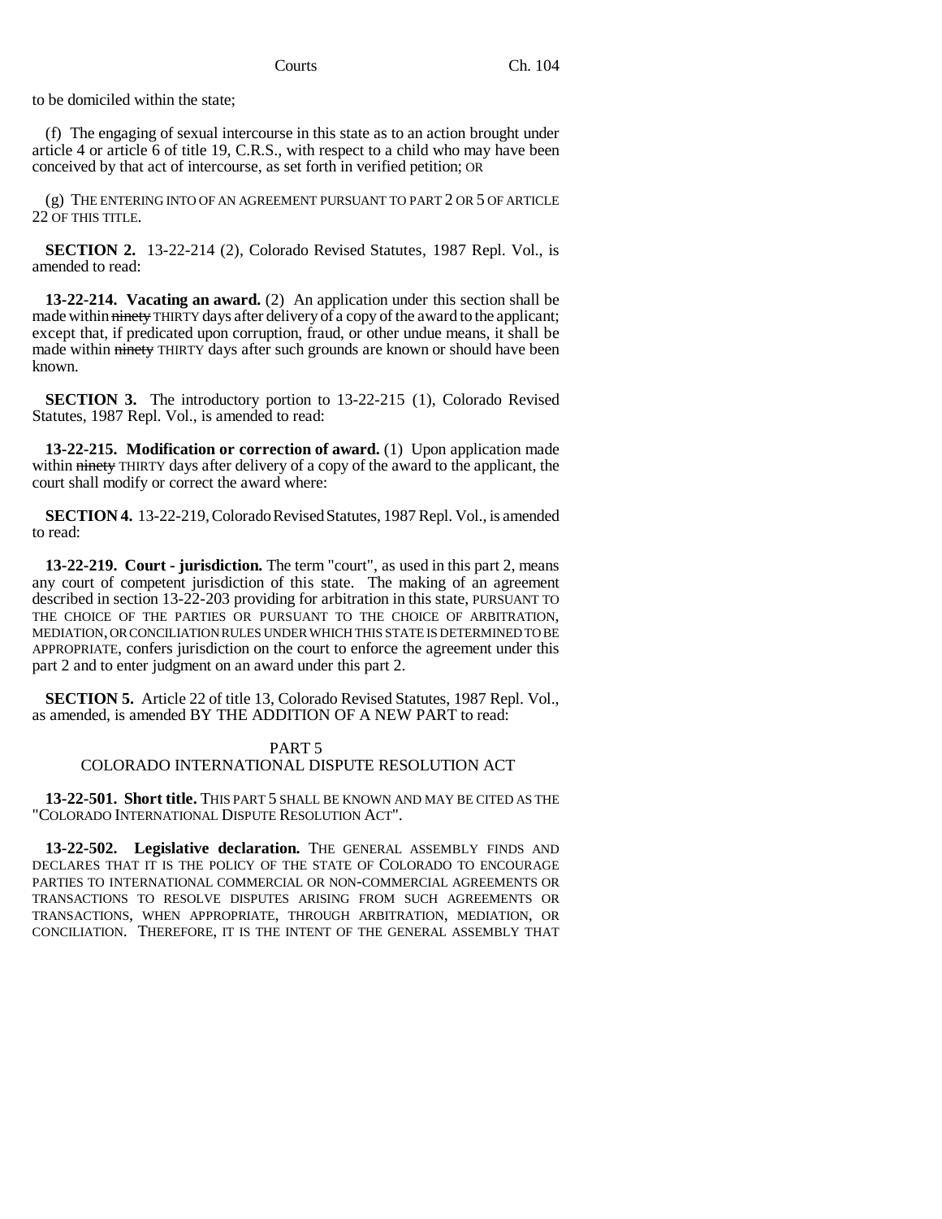to be domiciled within the state;

(f) The engaging of sexual intercourse in this state as to an action brought under article 4 or article 6 of title 19, C.R.S., with respect to a child who may have been conceived by that act of intercourse, as set forth in verified petition; OR

(g) THE ENTERING INTO OF AN AGREEMENT PURSUANT TO PART 2 OR 5 OF ARTICLE 22 OF THIS TITLE.

**SECTION 2.** 13-22-214 (2), Colorado Revised Statutes, 1987 Repl. Vol., is amended to read:

**13-22-214. Vacating an award.** (2) An application under this section shall be made within ~~ninety~~ THIRTY days after delivery of a copy of the award to the applicant; except that, if predicated upon corruption, fraud, or other undue means, it shall be made within ~~ninety~~ THIRTY days after such grounds are known or should have been known.

**SECTION 3.** The introductory portion to 13-22-215 (1), Colorado Revised Statutes, 1987 Repl. Vol., is amended to read:

**13-22-215. Modification or correction of award.** (1) Upon application made within ~~ninety~~ THIRTY days after delivery of a copy of the award to the applicant, the court shall modify or correct the award where:

**SECTION 4.** 13-22-219, Colorado Revised Statutes, 1987 Repl. Vol., is amended to read:

**13-22-219. Court - jurisdiction.** The term "court", as used in this part 2, means any court of competent jurisdiction of this state. The making of an agreement described in section 13-22-203 providing for arbitration in this state, PURSUANT TO THE CHOICE OF THE PARTIES OR PURSUANT TO THE CHOICE OF ARBITRATION, MEDIATION, OR CONCILIATION RULES UNDER WHICH THIS STATE IS DETERMINED TO BE APPROPRIATE, confers jurisdiction on the court to enforce the agreement under this part 2 and to enter judgment on an award under this part 2.

**SECTION 5.** Article 22 of title 13, Colorado Revised Statutes, 1987 Repl. Vol., as amended, is amended BY THE ADDITION OF A NEW PART to read:

PART 5
COLORADO INTERNATIONAL DISPUTE RESOLUTION ACT

**13-22-501. Short title.** THIS PART 5 SHALL BE KNOWN AND MAY BE CITED AS THE "COLORADO INTERNATIONAL DISPUTE RESOLUTION ACT".

**13-22-502. Legislative declaration.** THE GENERAL ASSEMBLY FINDS AND DECLARES THAT IT IS THE POLICY OF THE STATE OF COLORADO TO ENCOURAGE PARTIES TO INTERNATIONAL COMMERCIAL OR NON-COMMERCIAL AGREEMENTS OR TRANSACTIONS TO RESOLVE DISPUTES ARISING FROM SUCH AGREEMENTS OR TRANSACTIONS, WHEN APPROPRIATE, THROUGH ARBITRATION, MEDIATION, OR CONCILIATION. THEREFORE, IT IS THE INTENT OF THE GENERAL ASSEMBLY THAT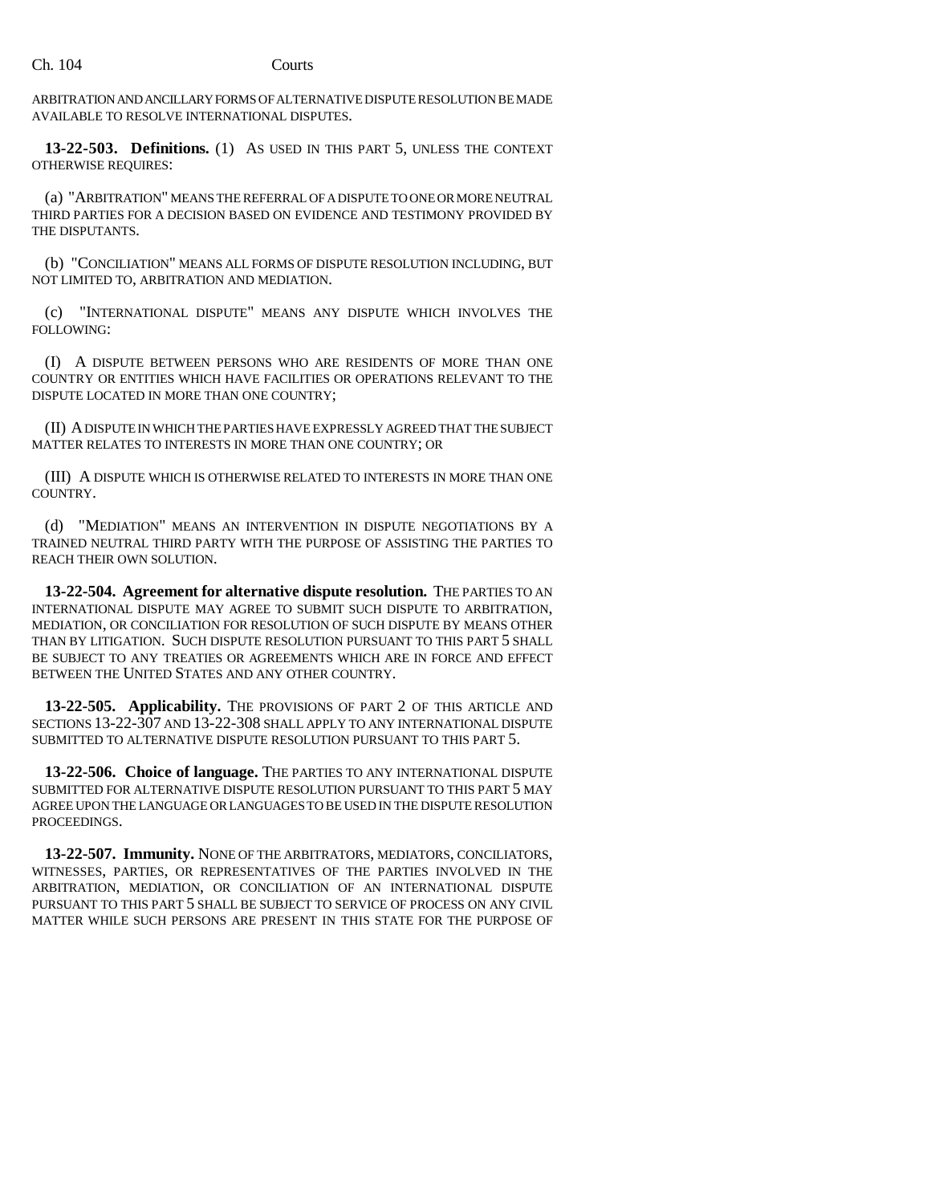ARBITRATION AND ANCILLARY FORMS OF ALTERNATIVE DISPUTE RESOLUTION BE MADE AVAILABLE TO RESOLVE INTERNATIONAL DISPUTES.

**13-22-503. Definitions.** (1) AS USED IN THIS PART 5, UNLESS THE CONTEXT OTHERWISE REQUIRES:

(a) "ARBITRATION" MEANS THE REFERRAL OF A DISPUTE TO ONE OR MORE NEUTRAL THIRD PARTIES FOR A DECISION BASED ON EVIDENCE AND TESTIMONY PROVIDED BY THE DISPUTANTS.

(b) "CONCILIATION" MEANS ALL FORMS OF DISPUTE RESOLUTION INCLUDING, BUT NOT LIMITED TO, ARBITRATION AND MEDIATION.

(c) "INTERNATIONAL DISPUTE" MEANS ANY DISPUTE WHICH INVOLVES THE FOLLOWING:

(I) A DISPUTE BETWEEN PERSONS WHO ARE RESIDENTS OF MORE THAN ONE COUNTRY OR ENTITIES WHICH HAVE FACILITIES OR OPERATIONS RELEVANT TO THE DISPUTE LOCATED IN MORE THAN ONE COUNTRY;

(II) A DISPUTE IN WHICH THE PARTIES HAVE EXPRESSLY AGREED THAT THE SUBJECT MATTER RELATES TO INTERESTS IN MORE THAN ONE COUNTRY; OR

(III) A DISPUTE WHICH IS OTHERWISE RELATED TO INTERESTS IN MORE THAN ONE COUNTRY.

(d) "MEDIATION" MEANS AN INTERVENTION IN DISPUTE NEGOTIATIONS BY A TRAINED NEUTRAL THIRD PARTY WITH THE PURPOSE OF ASSISTING THE PARTIES TO REACH THEIR OWN SOLUTION.

**13-22-504. Agreement for alternative dispute resolution.** THE PARTIES TO AN INTERNATIONAL DISPUTE MAY AGREE TO SUBMIT SUCH DISPUTE TO ARBITRATION, MEDIATION, OR CONCILIATION FOR RESOLUTION OF SUCH DISPUTE BY MEANS OTHER THAN BY LITIGATION. SUCH DISPUTE RESOLUTION PURSUANT TO THIS PART 5 SHALL BE SUBJECT TO ANY TREATIES OR AGREEMENTS WHICH ARE IN FORCE AND EFFECT BETWEEN THE UNITED STATES AND ANY OTHER COUNTRY.

**13-22-505. Applicability.** THE PROVISIONS OF PART 2 OF THIS ARTICLE AND SECTIONS 13-22-307 AND 13-22-308 SHALL APPLY TO ANY INTERNATIONAL DISPUTE SUBMITTED TO ALTERNATIVE DISPUTE RESOLUTION PURSUANT TO THIS PART 5.

**13-22-506. Choice of language.** THE PARTIES TO ANY INTERNATIONAL DISPUTE SUBMITTED FOR ALTERNATIVE DISPUTE RESOLUTION PURSUANT TO THIS PART 5 MAY AGREE UPON THE LANGUAGE OR LANGUAGES TO BE USED IN THE DISPUTE RESOLUTION PROCEEDINGS.

**13-22-507. Immunity.** NONE OF THE ARBITRATORS, MEDIATORS, CONCILIATORS, WITNESSES, PARTIES, OR REPRESENTATIVES OF THE PARTIES INVOLVED IN THE ARBITRATION, MEDIATION, OR CONCILIATION OF AN INTERNATIONAL DISPUTE PURSUANT TO THIS PART 5 SHALL BE SUBJECT TO SERVICE OF PROCESS ON ANY CIVIL MATTER WHILE SUCH PERSONS ARE PRESENT IN THIS STATE FOR THE PURPOSE OF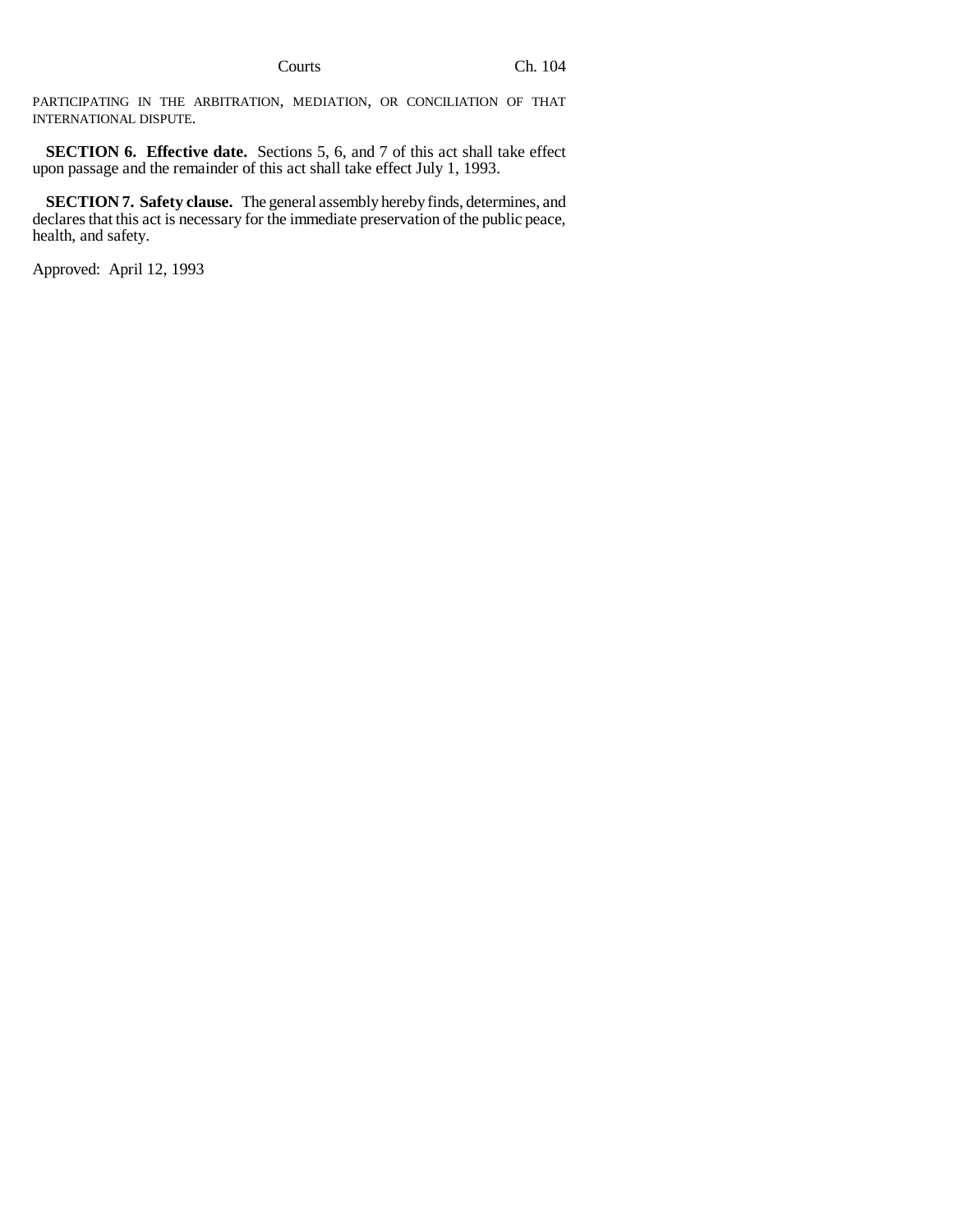PARTICIPATING IN THE ARBITRATION, MEDIATION, OR CONCILIATION OF THAT INTERNATIONAL DISPUTE.

**SECTION 6. Effective date.** Sections 5, 6, and 7 of this act shall take effect upon passage and the remainder of this act shall take effect July 1, 1993.

**SECTION 7. Safety clause.** The general assembly hereby finds, determines, and declares that this act is necessary for the immediate preservation of the public peace, health, and safety.

Approved: April 12, 1993